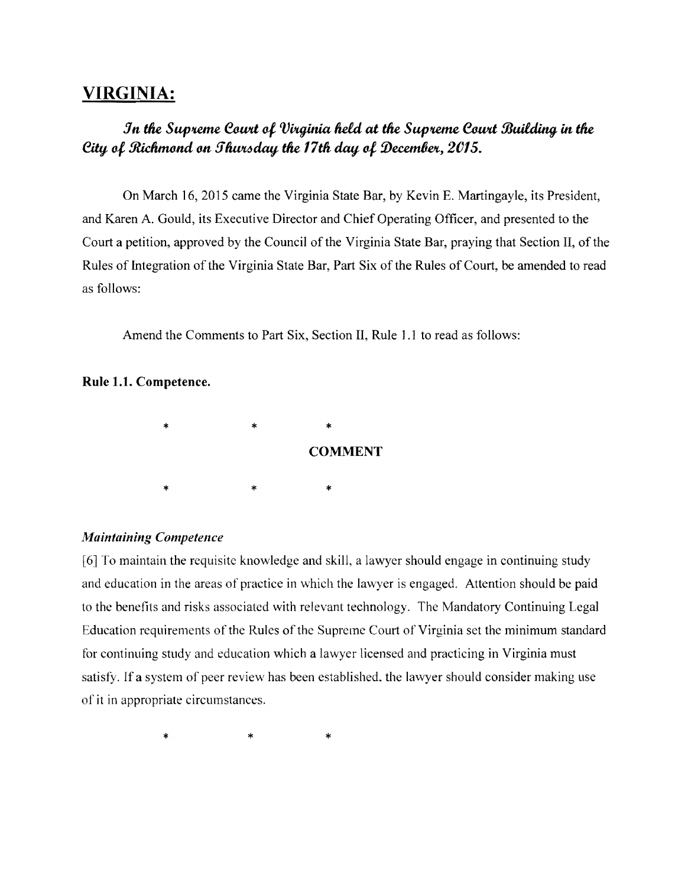## VIRGINIA:

***In the Supreme Court of Virginia held at the Supreme Court Building in the City of Richmond on Thursday the 17th day of December, 2015.***

On March 16, 2015 came the Virginia State Bar, by Kevin E. Martingayle, its President, and Karen A. Gould, its Executive Director and Chief Operating Officer, and presented to the Court a petition, approved by the Council of the Virginia State Bar, praying that Section II, of the Rules of Integration of the Virginia State Bar, Part Six of the Rules of Court, be amended to read as follows:

Amend the Comments to Part Six, Section II, Rule 1.1 to read as follows:

**Rule 1.1. Competence.**

\* \* \*

**COMMENT**

\* \* \*

***Maintaining Competence***

[6] To maintain the requisite knowledge and skill, a lawyer should engage in continuing study and education in the areas of practice in which the lawyer is engaged. Attention should be paid to the benefits and risks associated with relevant technology. The Mandatory Continuing Legal Education requirements of the Rules of the Supreme Court of Virginia set the minimum standard for continuing study and education which a lawyer licensed and practicing in Virginia must satisfy. If a system of peer review has been established, the lawyer should consider making use of it in appropriate circumstances.

\* \* \*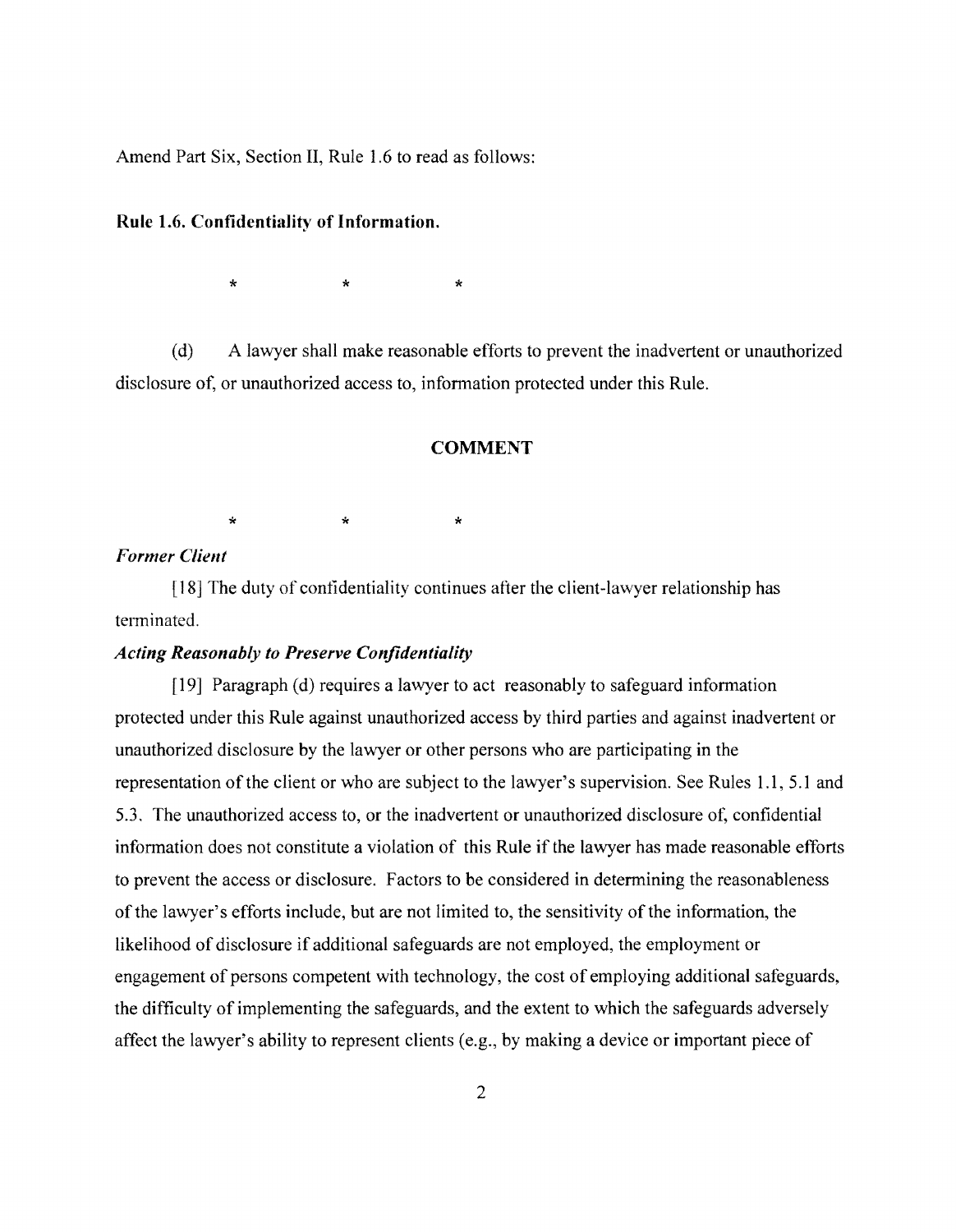Amend Part Six, Section II, Rule 1.6 to read as follows:

**Rule 1.6. Confidentiality of Information.**

\* \* \*

(d) A lawyer shall make reasonable efforts to prevent the inadvertent or unauthorized disclosure of, or unauthorized access to, information protected under this Rule.

## COMMENT

\* \* \*

*Former Client*

[18] The duty of confidentiality continues after the client-lawyer relationship has terminated.

***Acting Reasonably to Preserve Confidentiality***

[19] Paragraph (d) requires a lawyer to act reasonably to safeguard information protected under this Rule against unauthorized access by third parties and against inadvertent or unauthorized disclosure by the lawyer or other persons who are participating in the representation of the client or who are subject to the lawyer's supervision. See Rules 1.1, 5.1 and 5.3. The unauthorized access to, or the inadvertent or unauthorized disclosure of, confidential information does not constitute a violation of this Rule if the lawyer has made reasonable efforts to prevent the access or disclosure. Factors to be considered in determining the reasonableness of the lawyer's efforts include, but are not limited to, the sensitivity of the information, the likelihood of disclosure if additional safeguards are not employed, the employment or engagement of persons competent with technology, the cost of employing additional safeguards, the difficulty of implementing the safeguards, and the extent to which the safeguards adversely affect the lawyer's ability to represent clients (e.g., by making a device or important piece of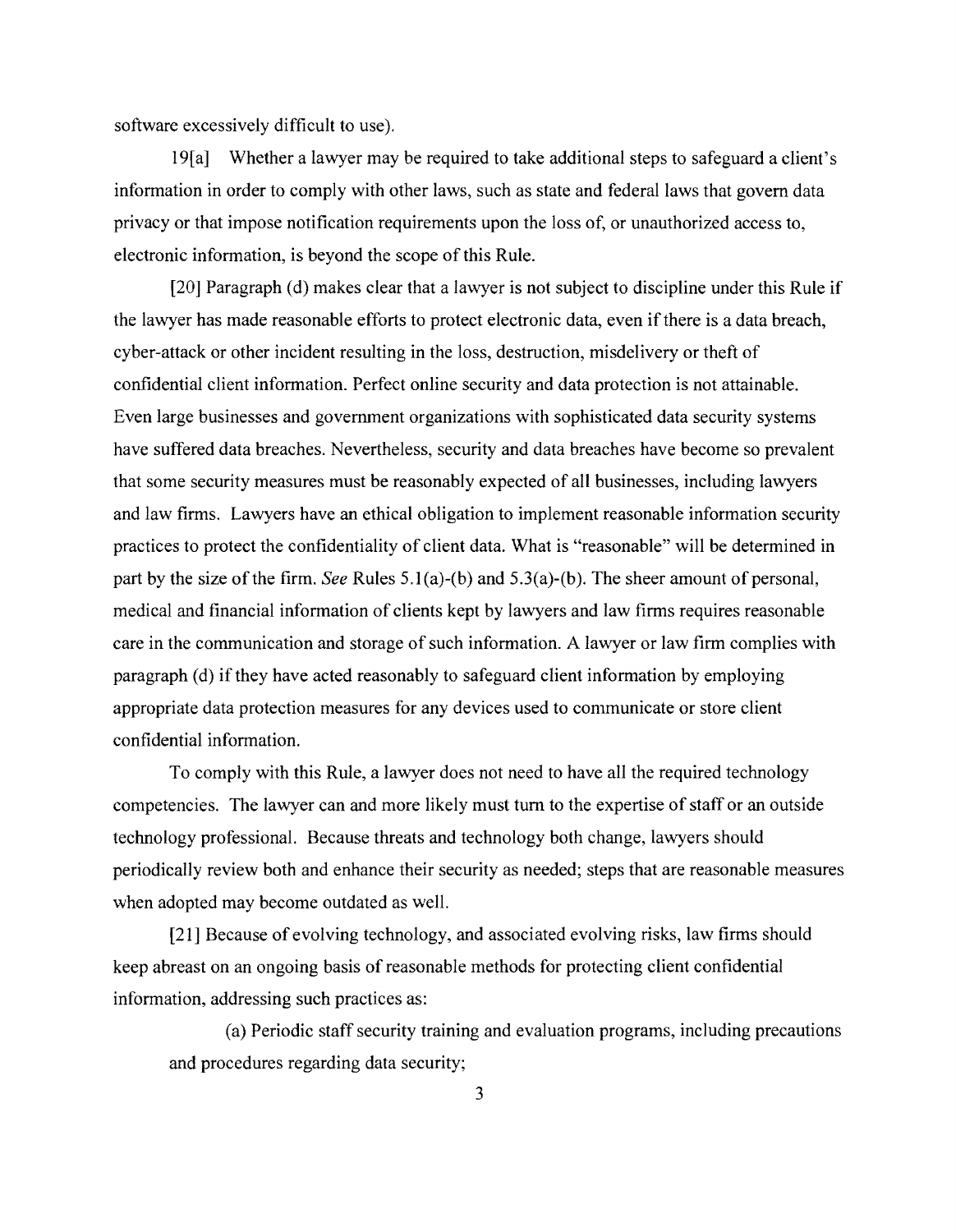software excessively difficult to use).

19[a] Whether a lawyer may be required to take additional steps to safeguard a client's information in order to comply with other laws, such as state and federal laws that govern data privacy or that impose notification requirements upon the loss of, or unauthorized access to, electronic information, is beyond the scope of this Rule.

[20] Paragraph (d) makes clear that a lawyer is not subject to discipline under this Rule if the lawyer has made reasonable efforts to protect electronic data, even if there is a data breach, cyber-attack or other incident resulting in the loss, destruction, misdelivery or theft of confidential client information. Perfect online security and data protection is not attainable. Even large businesses and government organizations with sophisticated data security systems have suffered data breaches. Nevertheless, security and data breaches have become so prevalent that some security measures must be reasonably expected of all businesses, including lawyers and law firms. Lawyers have an ethical obligation to implement reasonable information security practices to protect the confidentiality of client data. What is "reasonable" will be determined in part by the size of the firm. *See* Rules 5.1(a)-(b) and 5.3(a)-(b). The sheer amount of personal, medical and financial information of clients kept by lawyers and law firms requires reasonable care in the communication and storage of such information. A lawyer or law firm complies with paragraph (d) if they have acted reasonably to safeguard client information by employing appropriate data protection measures for any devices used to communicate or store client confidential information.

To comply with this Rule, a lawyer does not need to have all the required technology competencies. The lawyer can and more likely must turn to the expertise of staff or an outside technology professional. Because threats and technology both change, lawyers should periodically review both and enhance their security as needed; steps that are reasonable measures when adopted may become outdated as well.

[21] Because of evolving technology, and associated evolving risks, law firms should keep abreast on an ongoing basis of reasonable methods for protecting client confidential information, addressing such practices as:

(a) Periodic staff security training and evaluation programs, including precautions and procedures regarding data security;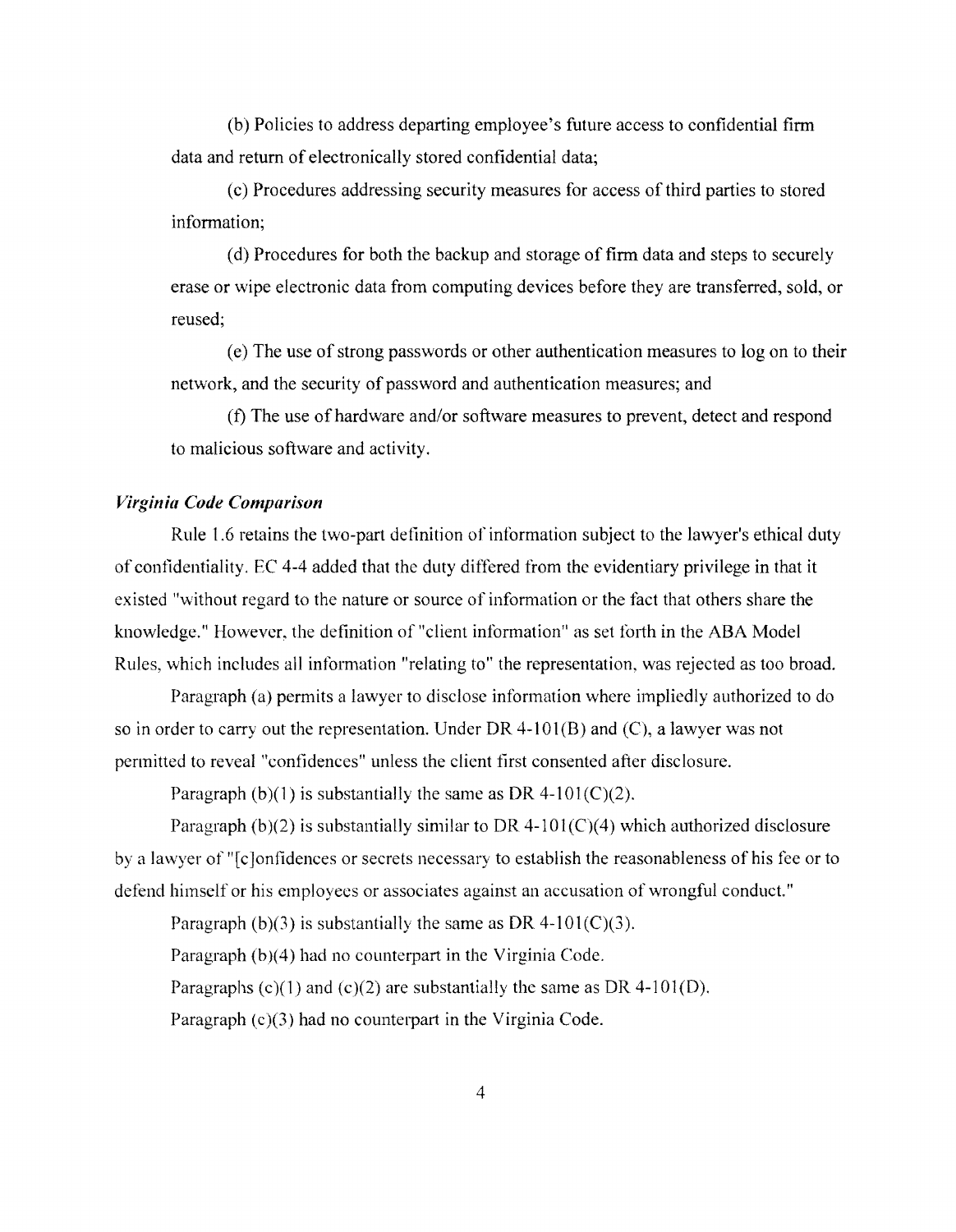(b) Policies to address departing employee's future access to confidential firm data and return of electronically stored confidential data;

(c) Procedures addressing security measures for access of third parties to stored information;

(d) Procedures for both the backup and storage of firm data and steps to securely erase or wipe electronic data from computing devices before they are transferred, sold, or reused;

(e) The use of strong passwords or other authentication measures to log on to their network, and the security of password and authentication measures; and

(f) The use of hardware and/or software measures to prevent, detect and respond to malicious software and activity.

### *Virginia Code Comparison*

Rule 1.6 retains the two-part definition of information subject to the lawyer's ethical duty of confidentiality. EC 4-4 added that the duty differed from the evidentiary privilege in that it existed "without regard to the nature or source of information or the fact that others share the knowledge." However, the definition of "client information" as set forth in the ABA Model Rules, which includes all information "relating to" the representation, was rejected as too broad.

Paragraph (a) permits a lawyer to disclose information where impliedly authorized to do so in order to carry out the representation. Under DR 4-101(B) and (C), a lawyer was not permitted to reveal "confidences" unless the client first consented after disclosure.

Paragraph (b)(1) is substantially the same as DR 4-101(C)(2).

Paragraph (b)(2) is substantially similar to DR 4-101(C)(4) which authorized disclosure by a lawyer of "[c]onfidences or secrets necessary to establish the reasonableness of his fee or to defend himself or his employees or associates against an accusation of wrongful conduct."

Paragraph (b)(3) is substantially the same as DR 4-101(C)(3).

Paragraph (b)(4) had no counterpart in the Virginia Code.

Paragraphs (c)(1) and (c)(2) are substantially the same as DR 4-101(D).

Paragraph (c)(3) had no counterpart in the Virginia Code.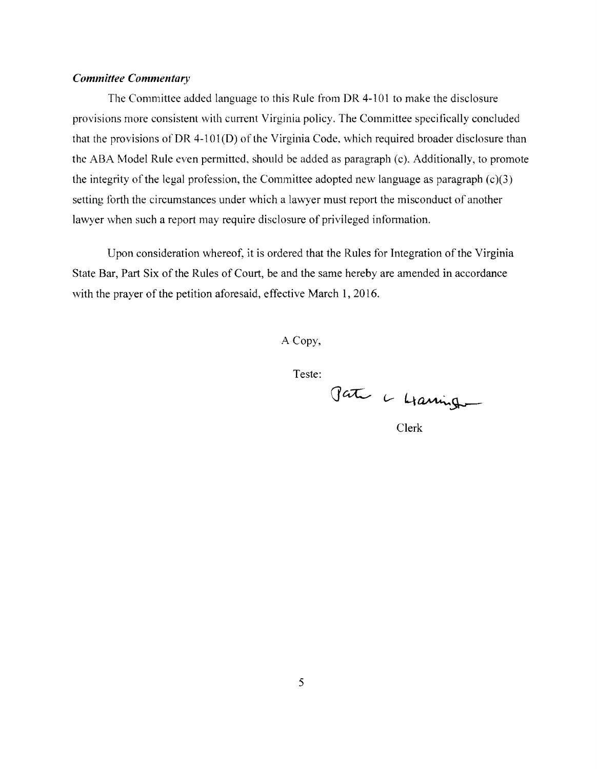***Committee Commentary***

The Committee added language to this Rule from DR 4-101 to make the disclosure provisions more consistent with current Virginia policy. The Committee specifically concluded that the provisions of DR 4-101(D) of the Virginia Code, which required broader disclosure than the ABA Model Rule even permitted, should be added as paragraph (c). Additionally, to promote the integrity of the legal profession, the Committee adopted new language as paragraph (c)(3) setting forth the circumstances under which a lawyer must report the misconduct of another lawyer when such a report may require disclosure of privileged information.

Upon consideration whereof, it is ordered that the Rules for Integration of the Virginia State Bar, Part Six of the Rules of Court, be and the same hereby are amended in accordance with the prayer of the petition aforesaid, effective March 1, 2016.

A Copy,

Teste:

Patricia L. Harrington

Clerk